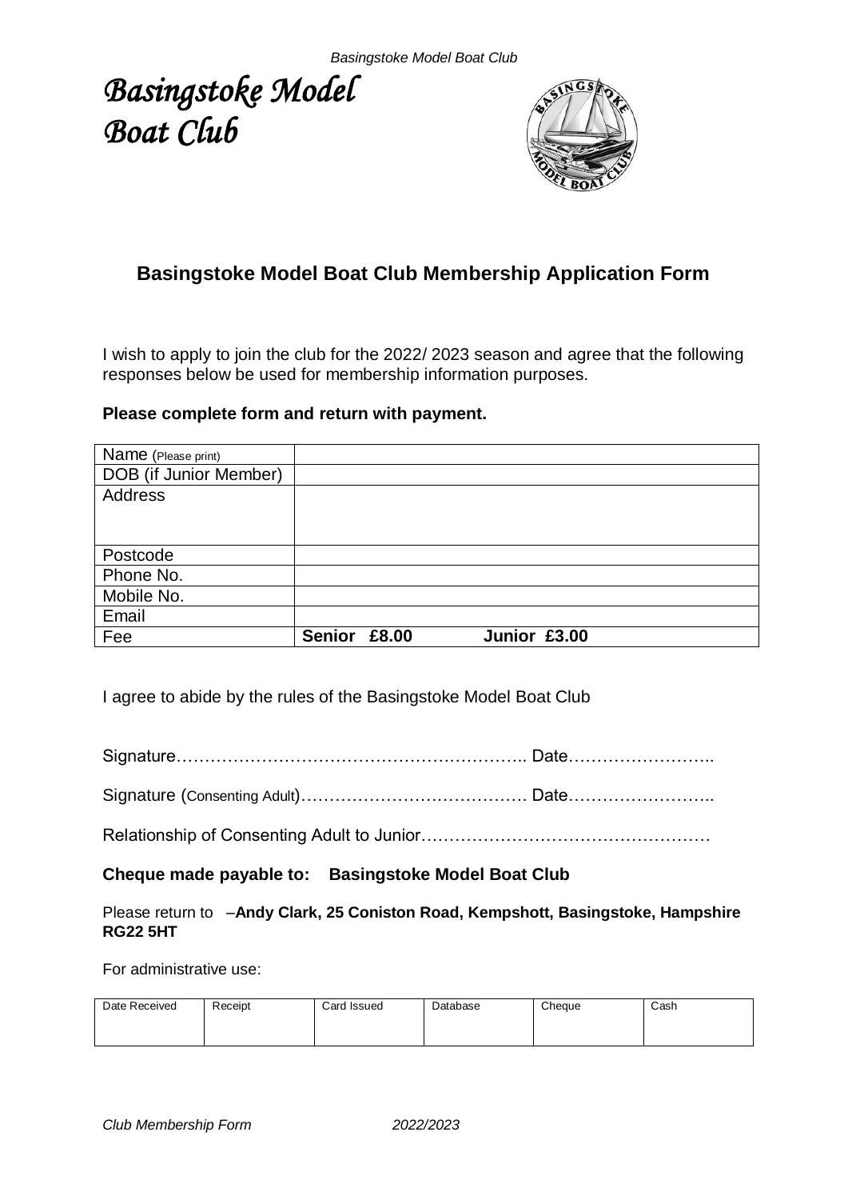# *Basingstoke Model Boat Club*

## Basingstoke Model Boat Club Membership Application Form

I wish to apply to join the club for the 2022/ 2023 season and agree that the following responses below be used for membership information purposes.

**Please complete form and return with payment.**

| | |
|---|---|
| Name (Please print) | |
| DOB (if Junior Member) | |
| Address | |
| Postcode | |
| Phone No. | |
| Mobile No. | |
| Email | |
| Fee | **Senior £8.00 Junior £3.00** |

I agree to abide by the rules of the Basingstoke Model Boat Club

Signature………………………………………………….. Date……………………..

Signature (Consenting Adult)…………………………………. Date……………………..

Relationship of Consenting Adult to Junior……………………………………………

**Cheque made payable to: Basingstoke Model Boat Club**

Please return to –**Andy Clark, 25 Coniston Road, Kempshott, Basingstoke, Hampshire RG22 5HT**

For administrative use:

| Date Received | Receipt | Card Issued | Database | Cheque | Cash |
|---|---|---|---|---|---|
| | | | | | |

*Club Membership Form 2022/2023*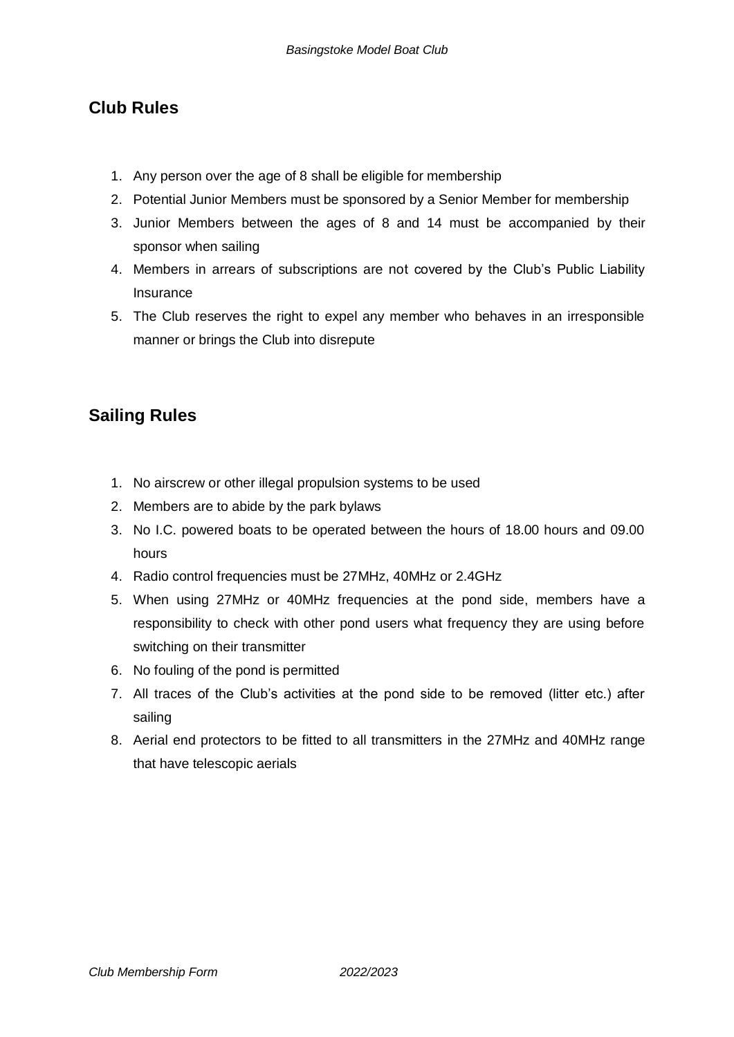## Club Rules

1. Any person over the age of 8 shall be eligible for membership
2. Potential Junior Members must be sponsored by a Senior Member for membership
3. Junior Members between the ages of 8 and 14 must be accompanied by their sponsor when sailing
4. Members in arrears of subscriptions are not covered by the Club's Public Liability Insurance
5. The Club reserves the right to expel any member who behaves in an irresponsible manner or brings the Club into disrepute

## Sailing Rules

1. No airscrew or other illegal propulsion systems to be used
2. Members are to abide by the park bylaws
3. No I.C. powered boats to be operated between the hours of 18.00 hours and 09.00 hours
4. Radio control frequencies must be 27MHz, 40MHz or 2.4GHz
5. When using 27MHz or 40MHz frequencies at the pond side, members have a responsibility to check with other pond users what frequency they are using before switching on their transmitter
6. No fouling of the pond is permitted
7. All traces of the Club's activities at the pond side to be removed (litter etc.) after sailing
8. Aerial end protectors to be fitted to all transmitters in the 27MHz and 40MHz range that have telescopic aerials